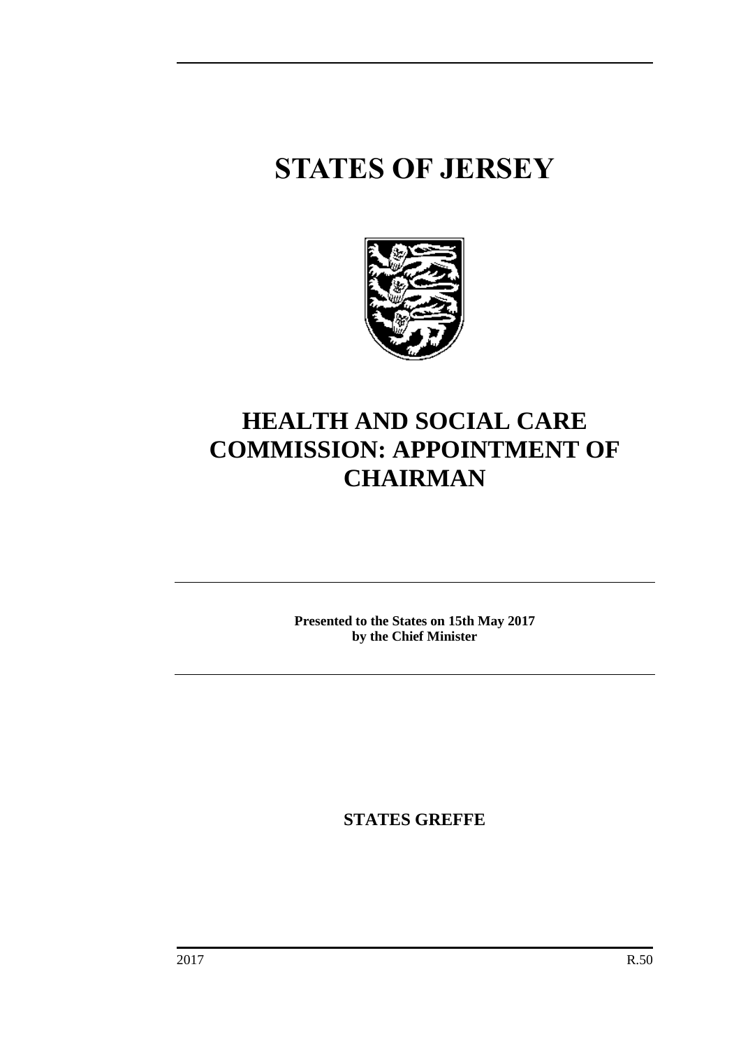# STATES OF JERSEY

# HEALTH AND SOCIAL CARE COMMISSION: APPOINTMENT OF CHAIRMAN

**Presented to the States on 15th May 2017**
**by the Chief Minister**

**STATES GREFFE**

2017 R.50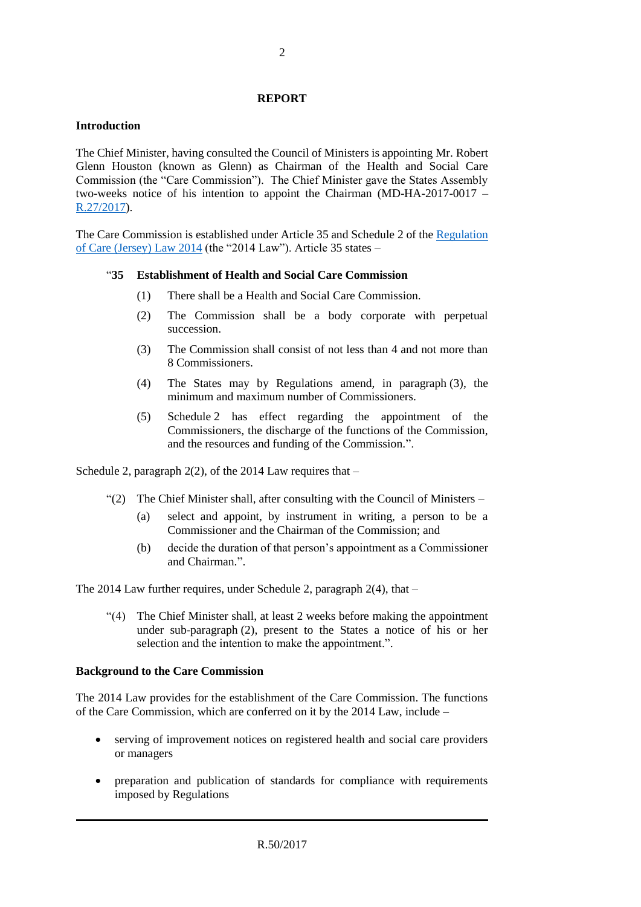## REPORT

### Introduction

The Chief Minister, having consulted the Council of Ministers is appointing Mr. Robert Glenn Houston (known as Glenn) as Chairman of the Health and Social Care Commission (the "Care Commission"). The Chief Minister gave the States Assembly two-weeks notice of his intention to appoint the Chairman (MD-HA-2017-0017 – R.27/2017).

The Care Commission is established under Article 35 and Schedule 2 of the Regulation of Care (Jersey) Law 2014 (the "2014 Law"). Article 35 states –

> "**35 Establishment of Health and Social Care Commission**
>
> (1) There shall be a Health and Social Care Commission.
>
> (2) The Commission shall be a body corporate with perpetual succession.
>
> (3) The Commission shall consist of not less than 4 and not more than 8 Commissioners.
>
> (4) The States may by Regulations amend, in paragraph (3), the minimum and maximum number of Commissioners.
>
> (5) Schedule 2 has effect regarding the appointment of the Commissioners, the discharge of the functions of the Commission, and the resources and funding of the Commission.".

Schedule 2, paragraph 2(2), of the 2014 Law requires that –

> "(2) The Chief Minister shall, after consulting with the Council of Ministers –
>
> (a) select and appoint, by instrument in writing, a person to be a Commissioner and the Chairman of the Commission; and
>
> (b) decide the duration of that person's appointment as a Commissioner and Chairman.".

The 2014 Law further requires, under Schedule 2, paragraph 2(4), that –

> "(4) The Chief Minister shall, at least 2 weeks before making the appointment under sub-paragraph (2), present to the States a notice of his or her selection and the intention to make the appointment.".

### Background to the Care Commission

The 2014 Law provides for the establishment of the Care Commission. The functions of the Care Commission, which are conferred on it by the 2014 Law, include –

- serving of improvement notices on registered health and social care providers or managers
- preparation and publication of standards for compliance with requirements imposed by Regulations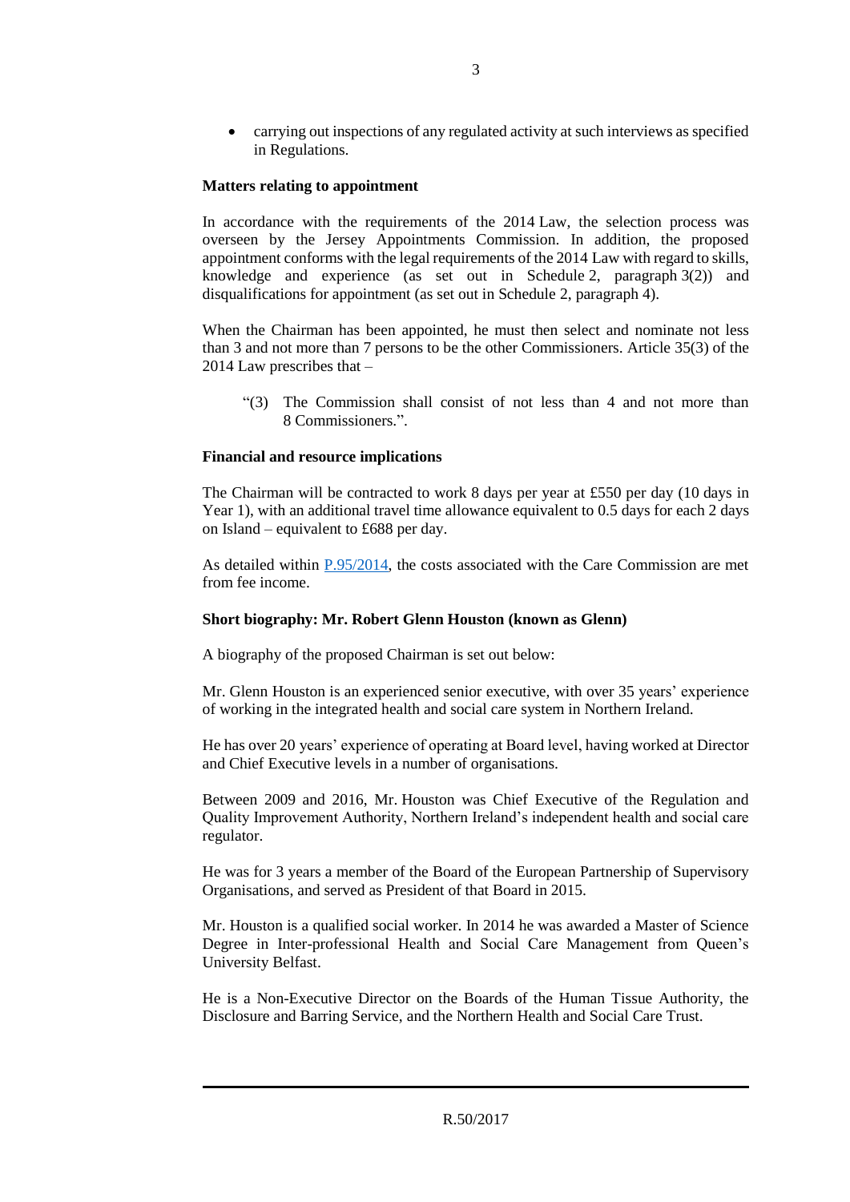- carrying out inspections of any regulated activity at such interviews as specified in Regulations.

**Matters relating to appointment**

In accordance with the requirements of the 2014 Law, the selection process was overseen by the Jersey Appointments Commission. In addition, the proposed appointment conforms with the legal requirements of the 2014 Law with regard to skills, knowledge and experience (as set out in Schedule 2, paragraph 3(2)) and disqualifications for appointment (as set out in Schedule 2, paragraph 4).

When the Chairman has been appointed, he must then select and nominate not less than 3 and not more than 7 persons to be the other Commissioners. Article 35(3) of the 2014 Law prescribes that –

> "(3) The Commission shall consist of not less than 4 and not more than 8 Commissioners.".

**Financial and resource implications**

The Chairman will be contracted to work 8 days per year at £550 per day (10 days in Year 1), with an additional travel time allowance equivalent to 0.5 days for each 2 days on Island – equivalent to £688 per day.

As detailed within P.95/2014, the costs associated with the Care Commission are met from fee income.

**Short biography: Mr. Robert Glenn Houston (known as Glenn)**

A biography of the proposed Chairman is set out below:

Mr. Glenn Houston is an experienced senior executive, with over 35 years' experience of working in the integrated health and social care system in Northern Ireland.

He has over 20 years' experience of operating at Board level, having worked at Director and Chief Executive levels in a number of organisations.

Between 2009 and 2016, Mr. Houston was Chief Executive of the Regulation and Quality Improvement Authority, Northern Ireland's independent health and social care regulator.

He was for 3 years a member of the Board of the European Partnership of Supervisory Organisations, and served as President of that Board in 2015.

Mr. Houston is a qualified social worker. In 2014 he was awarded a Master of Science Degree in Inter-professional Health and Social Care Management from Queen's University Belfast.

He is a Non-Executive Director on the Boards of the Human Tissue Authority, the Disclosure and Barring Service, and the Northern Health and Social Care Trust.